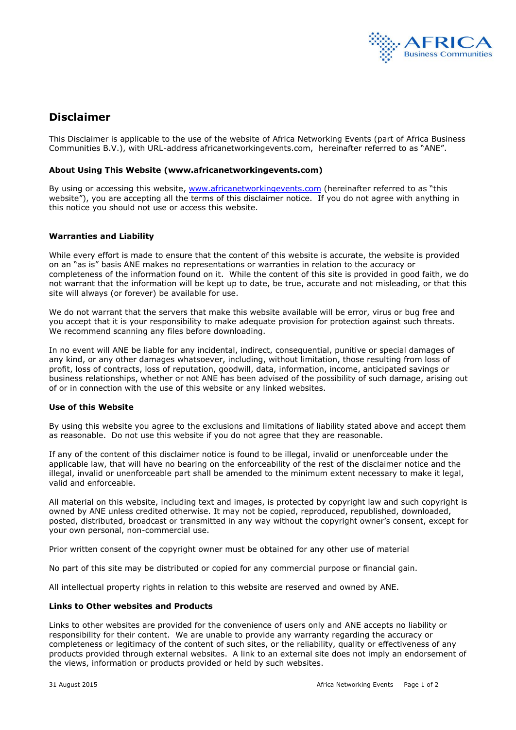# Disclaimer

This Disclaimer is applicable to the use of the website of Africa Networking Events (part of Africa Business Communities B.V.), with URL-address africanetworkingevents.com, hereinafter referred to as "ANE".

**About Using This Website (www.africanetworkingevents.com)**

By using or accessing this website, www.africanetworkingevents.com (hereinafter referred to as "this website"), you are accepting all the terms of this disclaimer notice. If you do not agree with anything in this notice you should not use or access this website.

**Warranties and Liability**

While every effort is made to ensure that the content of this website is accurate, the website is provided on an "as is" basis ANE makes no representations or warranties in relation to the accuracy or completeness of the information found on it. While the content of this site is provided in good faith, we do not warrant that the information will be kept up to date, be true, accurate and not misleading, or that this site will always (or forever) be available for use.

We do not warrant that the servers that make this website available will be error, virus or bug free and you accept that it is your responsibility to make adequate provision for protection against such threats. We recommend scanning any files before downloading.

In no event will ANE be liable for any incidental, indirect, consequential, punitive or special damages of any kind, or any other damages whatsoever, including, without limitation, those resulting from loss of profit, loss of contracts, loss of reputation, goodwill, data, information, income, anticipated savings or business relationships, whether or not ANE has been advised of the possibility of such damage, arising out of or in connection with the use of this website or any linked websites.

**Use of this Website**

By using this website you agree to the exclusions and limitations of liability stated above and accept them as reasonable. Do not use this website if you do not agree that they are reasonable.

If any of the content of this disclaimer notice is found to be illegal, invalid or unenforceable under the applicable law, that will have no bearing on the enforceability of the rest of the disclaimer notice and the illegal, invalid or unenforceable part shall be amended to the minimum extent necessary to make it legal, valid and enforceable.

All material on this website, including text and images, is protected by copyright law and such copyright is owned by ANE unless credited otherwise. It may not be copied, reproduced, republished, downloaded, posted, distributed, broadcast or transmitted in any way without the copyright owner's consent, except for your own personal, non-commercial use.

Prior written consent of the copyright owner must be obtained for any other use of material

No part of this site may be distributed or copied for any commercial purpose or financial gain.

All intellectual property rights in relation to this website are reserved and owned by ANE.

**Links to Other websites and Products**

Links to other websites are provided for the convenience of users only and ANE accepts no liability or responsibility for their content. We are unable to provide any warranty regarding the accuracy or completeness or legitimacy of the content of such sites, or the reliability, quality or effectiveness of any products provided through external websites. A link to an external site does not imply an endorsement of the views, information or products provided or held by such websites.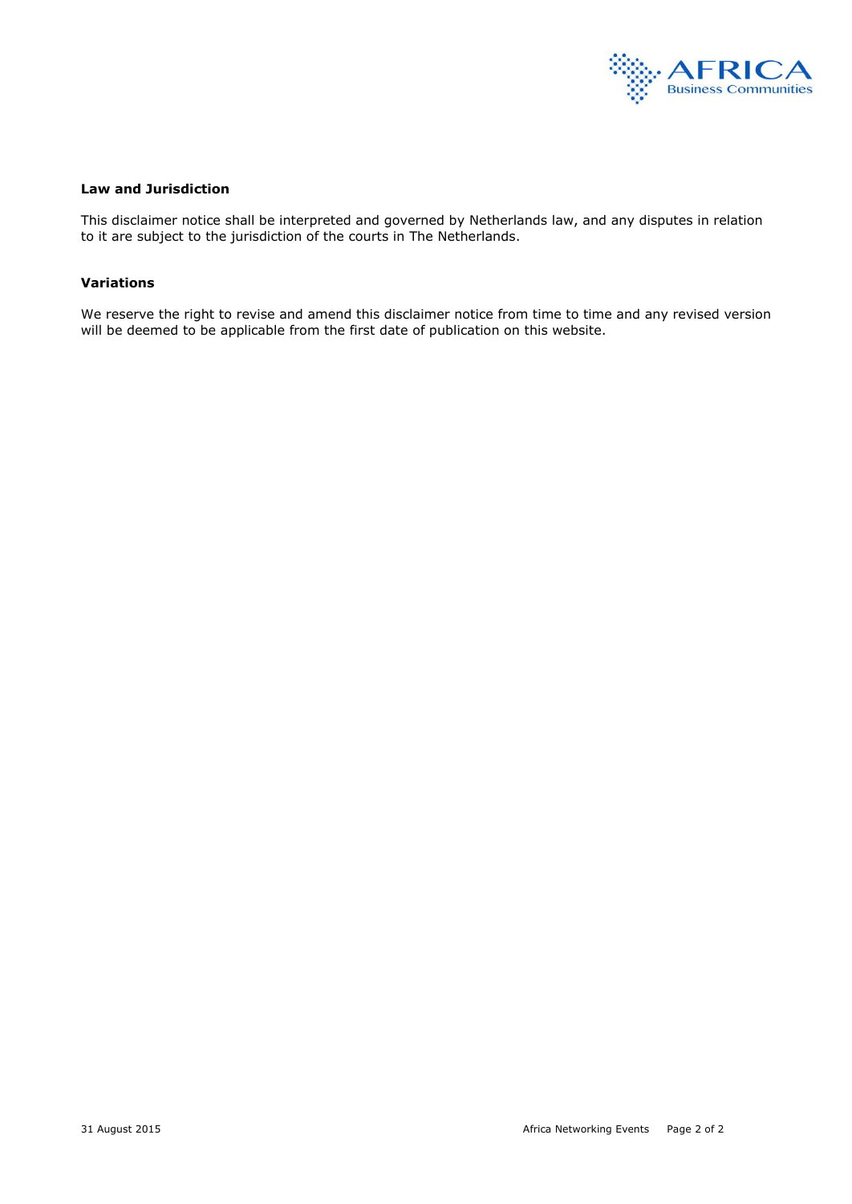**Law and Jurisdiction**

This disclaimer notice shall be interpreted and governed by Netherlands law, and any disputes in relation to it are subject to the jurisdiction of the courts in The Netherlands.

**Variations**

We reserve the right to revise and amend this disclaimer notice from time to time and any revised version will be deemed to be applicable from the first date of publication on this website.